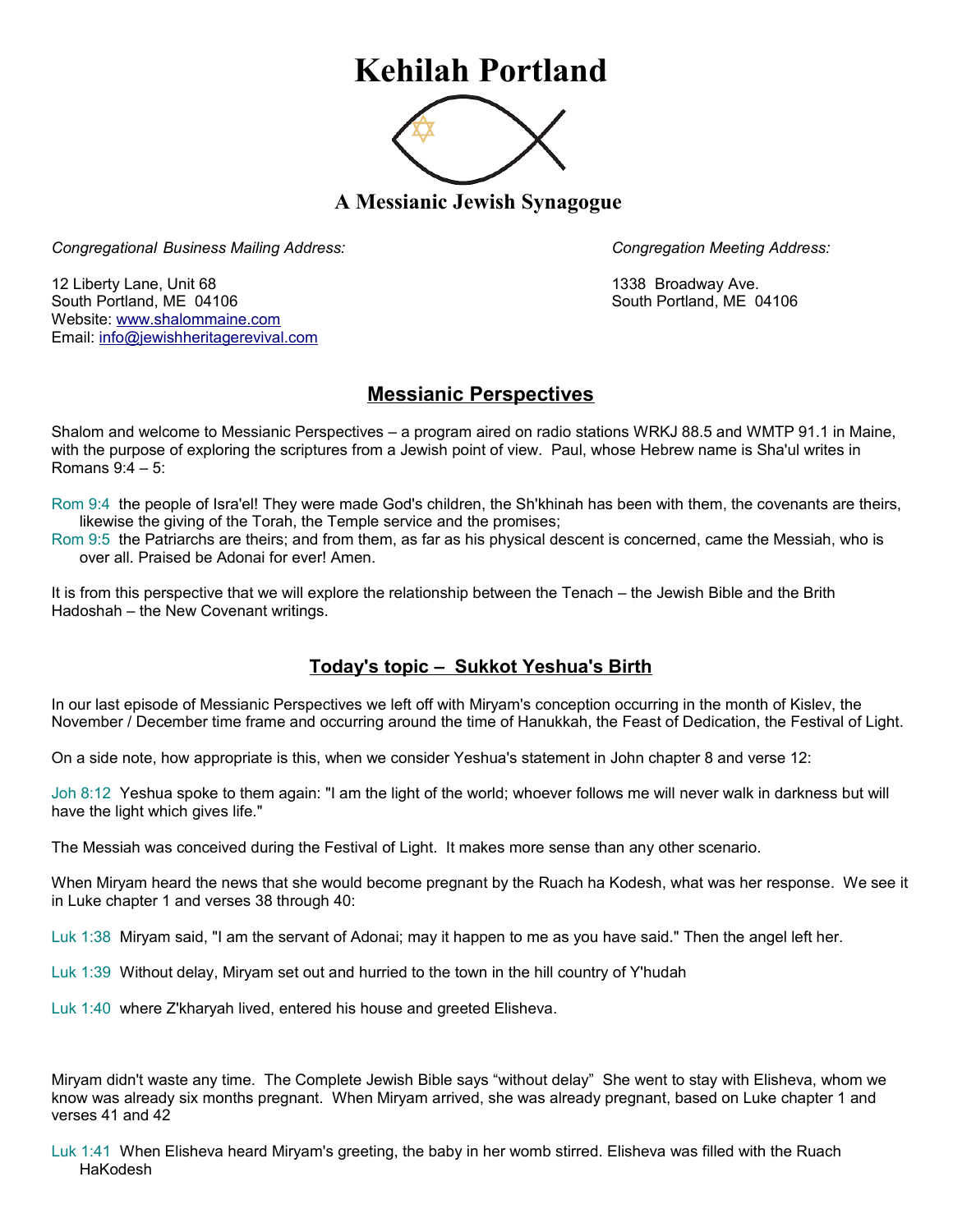# Kehilah Portland

## A Messianic Jewish Synagogue

*Congregational Business Mailing Address:*

12 Liberty Lane, Unit 68
South Portland, ME 04106
Website: www.shalommaine.com
Email: info@jewishheritagerevival.com

*Congregation Meeting Address:*

1338 Broadway Ave.
South Portland, ME 04106

## Messianic Perspectives

Shalom and welcome to Messianic Perspectives – a program aired on radio stations WRKJ 88.5 and WMTP 91.1 in Maine, with the purpose of exploring the scriptures from a Jewish point of view. Paul, whose Hebrew name is Sha'ul writes in Romans 9:4 – 5:

Rom 9:4 the people of Isra'el! They were made God's children, the Sh'khinah has been with them, the covenants are theirs, likewise the giving of the Torah, the Temple service and the promises;

Rom 9:5 the Patriarchs are theirs; and from them, as far as his physical descent is concerned, came the Messiah, who is over all. Praised be Adonai for ever! Amen.

It is from this perspective that we will explore the relationship between the Tenach – the Jewish Bible and the Brith Hadoshah – the New Covenant writings.

## Today's topic – Sukkot Yeshua's Birth

In our last episode of Messianic Perspectives we left off with Miryam's conception occurring in the month of Kislev, the November / December time frame and occurring around the time of Hanukkah, the Feast of Dedication, the Festival of Light.

On a side note, how appropriate is this, when we consider Yeshua's statement in John chapter 8 and verse 12:

Joh 8:12 Yeshua spoke to them again: "I am the light of the world; whoever follows me will never walk in darkness but will have the light which gives life."

The Messiah was conceived during the Festival of Light. It makes more sense than any other scenario.

When Miryam heard the news that she would become pregnant by the Ruach ha Kodesh, what was her response. We see it in Luke chapter 1 and verses 38 through 40:

Luk 1:38 Miryam said, "I am the servant of Adonai; may it happen to me as you have said." Then the angel left her.

Luk 1:39 Without delay, Miryam set out and hurried to the town in the hill country of Y'hudah

Luk 1:40 where Z'kharyah lived, entered his house and greeted Elisheva.

Miryam didn't waste any time. The Complete Jewish Bible says "without delay" She went to stay with Elisheva, whom we know was already six months pregnant. When Miryam arrived, she was already pregnant, based on Luke chapter 1 and verses 41 and 42

Luk 1:41 When Elisheva heard Miryam's greeting, the baby in her womb stirred. Elisheva was filled with the Ruach HaKodesh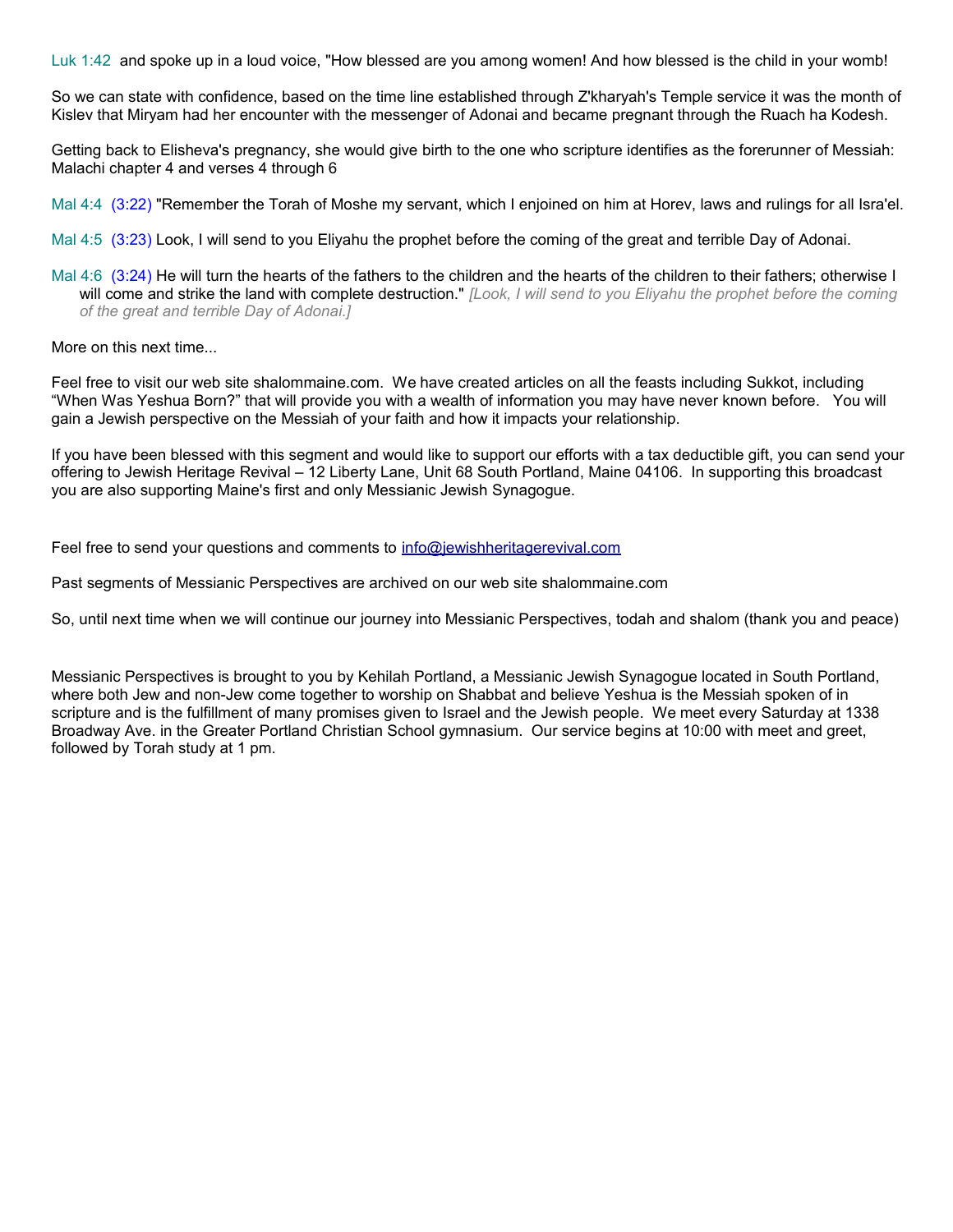Luk 1:42 and spoke up in a loud voice, "How blessed are you among women! And how blessed is the child in your womb!

So we can state with confidence, based on the time line established through Z'kharyah's Temple service it was the month of Kislev that Miryam had her encounter with the messenger of Adonai and became pregnant through the Ruach ha Kodesh.

Getting back to Elisheva's pregnancy, she would give birth to the one who scripture identifies as the forerunner of Messiah: Malachi chapter 4 and verses 4 through 6

Mal 4:4 (3:22) "Remember the Torah of Moshe my servant, which I enjoined on him at Horev, laws and rulings for all Isra'el.

Mal 4:5 (3:23) Look, I will send to you Eliyahu the prophet before the coming of the great and terrible Day of Adonai.

Mal 4:6 (3:24) He will turn the hearts of the fathers to the children and the hearts of the children to their fathers; otherwise I will come and strike the land with complete destruction." *[Look, I will send to you Eliyahu the prophet before the coming of the great and terrible Day of Adonai.]*

More on this next time...

Feel free to visit our web site shalommaine.com. We have created articles on all the feasts including Sukkot, including "When Was Yeshua Born?" that will provide you with a wealth of information you may have never known before. You will gain a Jewish perspective on the Messiah of your faith and how it impacts your relationship.

If you have been blessed with this segment and would like to support our efforts with a tax deductible gift, you can send your offering to Jewish Heritage Revival – 12 Liberty Lane, Unit 68 South Portland, Maine 04106. In supporting this broadcast you are also supporting Maine's first and only Messianic Jewish Synagogue.

Feel free to send your questions and comments to info@jewishheritagerevival.com

Past segments of Messianic Perspectives are archived on our web site shalommaine.com

So, until next time when we will continue our journey into Messianic Perspectives, todah and shalom (thank you and peace)

Messianic Perspectives is brought to you by Kehilah Portland, a Messianic Jewish Synagogue located in South Portland, where both Jew and non-Jew come together to worship on Shabbat and believe Yeshua is the Messiah spoken of in scripture and is the fulfillment of many promises given to Israel and the Jewish people. We meet every Saturday at 1338 Broadway Ave. in the Greater Portland Christian School gymnasium. Our service begins at 10:00 with meet and greet, followed by Torah study at 1 pm.